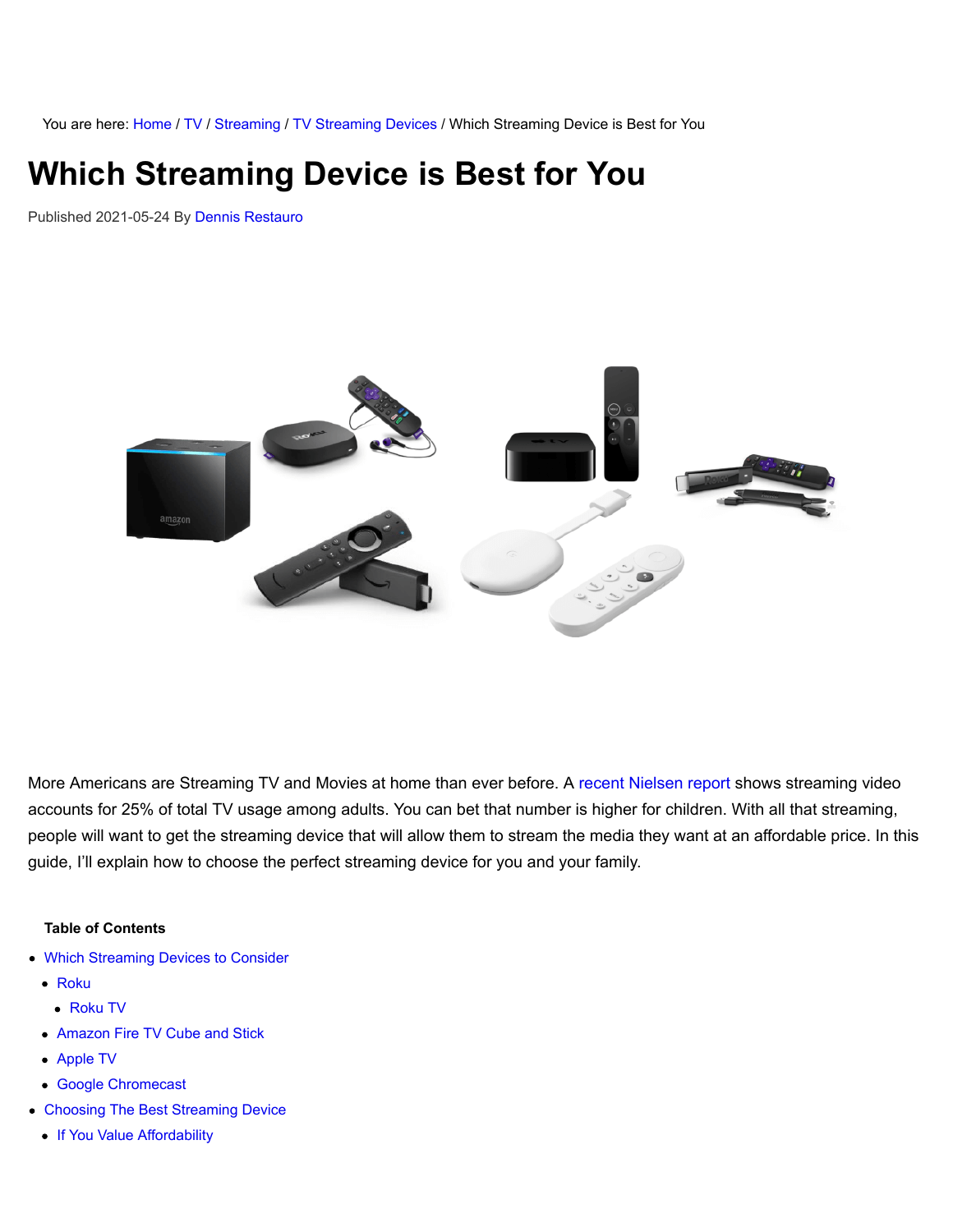You are here: Home / TV / Streaming / TV Streaming Devices / Which Streaming Device is Best for You

# Which Streaming Device is Best for You

Published 2021-05-24 By Dennis Restauro

More Americans are Streaming TV and Movies at home than ever before. A recent Nielsen report shows streaming video accounts for 25% of total TV usage among adults. You can bet that number is higher for children. With all that streaming, people will want to get the streaming device that will allow them to stream the media they want at an affordable price. In this guide, I'll explain how to choose the perfect streaming device for you and your family.

**Table of Contents**

- Which Streaming Devices to Consider
  - Roku
    - Roku TV
  - Amazon Fire TV Cube and Stick
  - Apple TV
  - Google Chromecast
- Choosing The Best Streaming Device
  - If You Value Affordability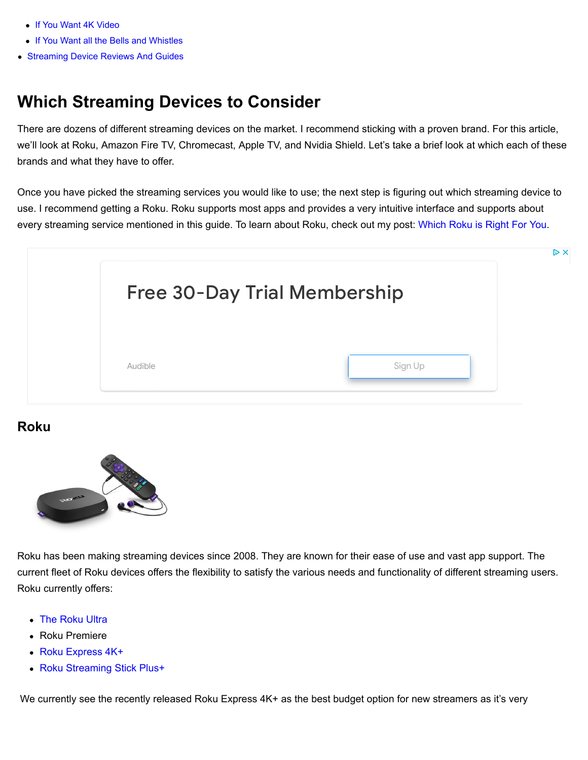- If You Want 4K Video
- If You Want all the Bells and Whistles
- Streaming Device Reviews And Guides

## Which Streaming Devices to Consider

There are dozens of different streaming devices on the market. I recommend sticking with a proven brand. For this article, we'll look at Roku, Amazon Fire TV, Chromecast, Apple TV, and Nvidia Shield. Let's take a brief look at which each of these brands and what they have to offer.

Once you have picked the streaming services you would like to use; the next step is figuring out which streaming device to use. I recommend getting a Roku. Roku supports most apps and provides a very intuitive interface and supports about every streaming service mentioned in this guide. To learn about Roku, check out my post: Which Roku is Right For You.

### Roku

Roku has been making streaming devices since 2008. They are known for their ease of use and vast app support. The current fleet of Roku devices offers the flexibility to satisfy the various needs and functionality of different streaming users. Roku currently offers:

- The Roku Ultra
- Roku Premiere
- Roku Express 4K+
- Roku Streaming Stick Plus+

We currently see the recently released Roku Express 4K+ as the best budget option for new streamers as it's very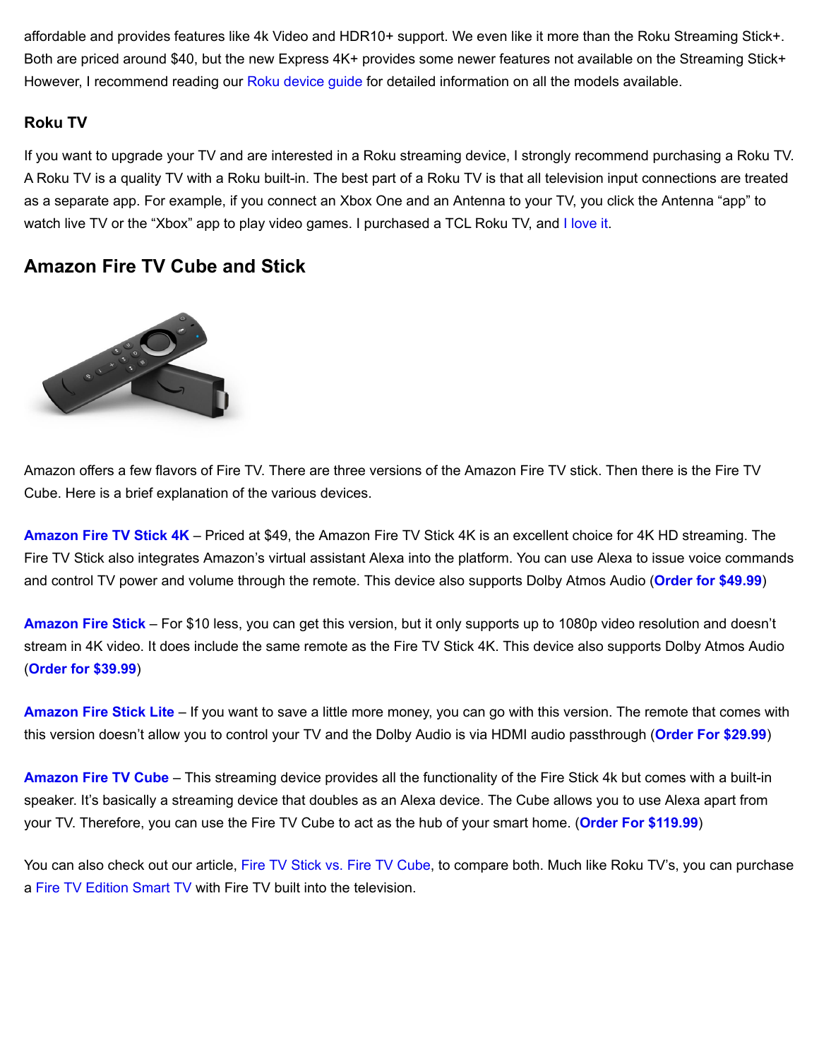affordable and provides features like 4k Video and HDR10+ support. We even like it more than the Roku Streaming Stick+. Both are priced around $40, but the new Express 4K+ provides some newer features not available on the Streaming Stick+ However, I recommend reading our Roku device guide for detailed information on all the models available.

### Roku TV

If you want to upgrade your TV and are interested in a Roku streaming device, I strongly recommend purchasing a Roku TV. A Roku TV is a quality TV with a Roku built-in. The best part of a Roku TV is that all television input connections are treated as a separate app. For example, if you connect an Xbox One and an Antenna to your TV, you click the Antenna "app" to watch live TV or the "Xbox" app to play video games. I purchased a TCL Roku TV, and I love it.

## Amazon Fire TV Cube and Stick

Amazon offers a few flavors of Fire TV. There are three versions of the Amazon Fire TV stick. Then there is the Fire TV Cube. Here is a brief explanation of the various devices.

**Amazon Fire TV Stick 4K** – Priced at $49, the Amazon Fire TV Stick 4K is an excellent choice for 4K HD streaming. The Fire TV Stick also integrates Amazon's virtual assistant Alexa into the platform. You can use Alexa to issue voice commands and control TV power and volume through the remote. This device also supports Dolby Atmos Audio (**Order for $49.99**)

**Amazon Fire Stick** – For $10 less, you can get this version, but it only supports up to 1080p video resolution and doesn't stream in 4K video. It does include the same remote as the Fire TV Stick 4K. This device also supports Dolby Atmos Audio (**Order for $39.99**)

**Amazon Fire Stick Lite** – If you want to save a little more money, you can go with this version. The remote that comes with this version doesn't allow you to control your TV and the Dolby Audio is via HDMI audio passthrough (**Order For $29.99**)

**Amazon Fire TV Cube** – This streaming device provides all the functionality of the Fire Stick 4k but comes with a built-in speaker. It's basically a streaming device that doubles as an Alexa device. The Cube allows you to use Alexa apart from your TV. Therefore, you can use the Fire TV Cube to act as the hub of your smart home. (**Order For $119.99**)

You can also check out our article, Fire TV Stick vs. Fire TV Cube, to compare both. Much like Roku TV's, you can purchase a Fire TV Edition Smart TV with Fire TV built into the television.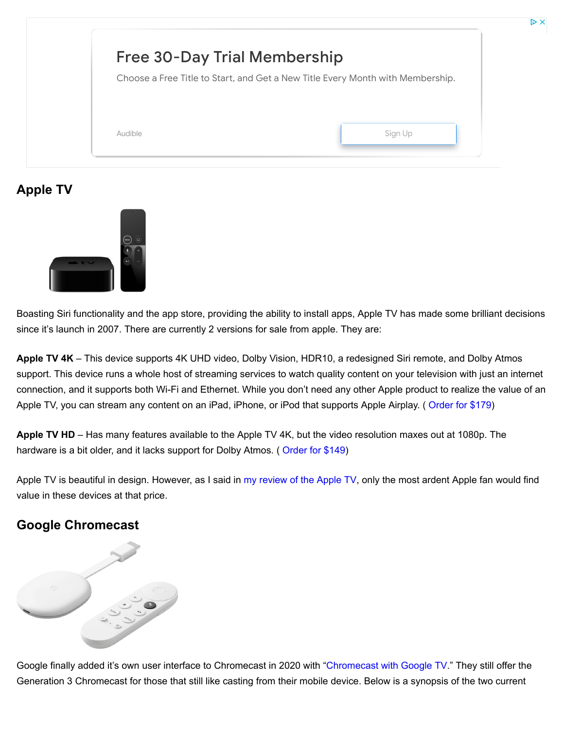## Apple TV

Boasting Siri functionality and the app store, providing the ability to install apps, Apple TV has made some brilliant decisions since it's launch in 2007. There are currently 2 versions for sale from apple. They are:

**Apple TV 4K** – This device supports 4K UHD video, Dolby Vision, HDR10, a redesigned Siri remote, and Dolby Atmos support. This device runs a whole host of streaming services to watch quality content on your television with just an internet connection, and it supports both Wi-Fi and Ethernet. While you don't need any other Apple product to realize the value of an Apple TV, you can stream any content on an iPad, iPhone, or iPod that supports Apple Airplay. ( Order for $179)

**Apple TV HD** – Has many features available to the Apple TV 4K, but the video resolution maxes out at 1080p. The hardware is a bit older, and it lacks support for Dolby Atmos. ( Order for $149)

Apple TV is beautiful in design. However, as I said in my review of the Apple TV, only the most ardent Apple fan would find value in these devices at that price.

## Google Chromecast

Google finally added it's own user interface to Chromecast in 2020 with "Chromecast with Google TV." They still offer the Generation 3 Chromecast for those that still like casting from their mobile device. Below is a synopsis of the two current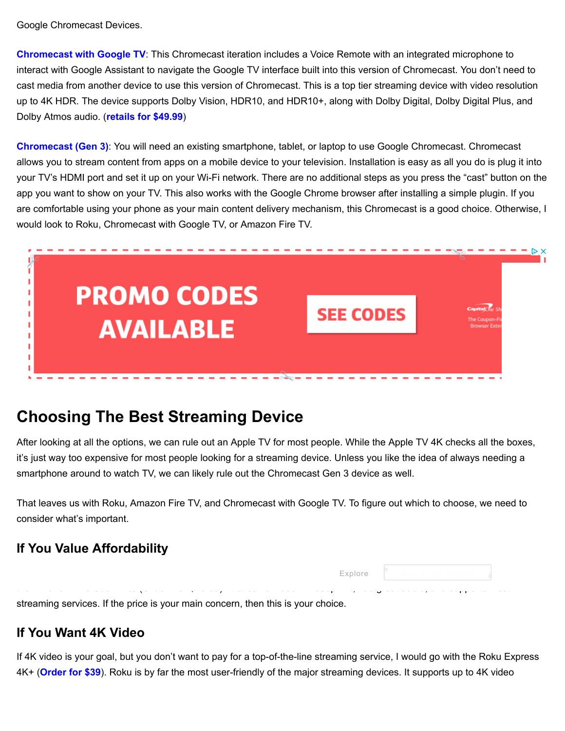Google Chromecast Devices.

**Chromecast with Google TV**: This Chromecast iteration includes a Voice Remote with an integrated microphone to interact with Google Assistant to navigate the Google TV interface built into this version of Chromecast. You don't need to cast media from another device to use this version of Chromecast. This is a top tier streaming device with video resolution up to 4K HDR. The device supports Dolby Vision, HDR10, and HDR10+, along with Dolby Digital, Dolby Digital Plus, and Dolby Atmos audio. (**retails for $49.99**)

**Chromecast (Gen 3)**: You will need an existing smartphone, tablet, or laptop to use Google Chromecast. Chromecast allows you to stream content from apps on a mobile device to your television. Installation is easy as all you do is plug it into your TV's HDMI port and set it up on your Wi-Fi network. There are no additional steps as you press the "cast" button on the app you want to show on your TV. This also works with the Google Chrome browser after installing a simple plugin. If you are comfortable using your phone as your main content delivery mechanism, this Chromecast is a good choice. Otherwise, I would look to Roku, Chromecast with Google TV, or Amazon Fire TV.

## Choosing The Best Streaming Device

After looking at all the options, we can rule out an Apple TV for most people. While the Apple TV 4K checks all the boxes, it's just way too expensive for most people looking for a streaming device. Unless you like the idea of always needing a smartphone around to watch TV, we can likely rule out the Chromecast Gen 3 device as well.

That leaves us with Roku, Amazon Fire TV, and Chromecast with Google TV. To figure out which to choose, we need to consider what's important.

### If You Value Affordability

streaming services. If the price is your main concern, then this is your choice.

### If You Want 4K Video

If 4K video is your goal, but you don't want to pay for a top-of-the-line streaming service, I would go with the Roku Express 4K+ (**Order for $39**). Roku is by far the most user-friendly of the major streaming devices. It supports up to 4K video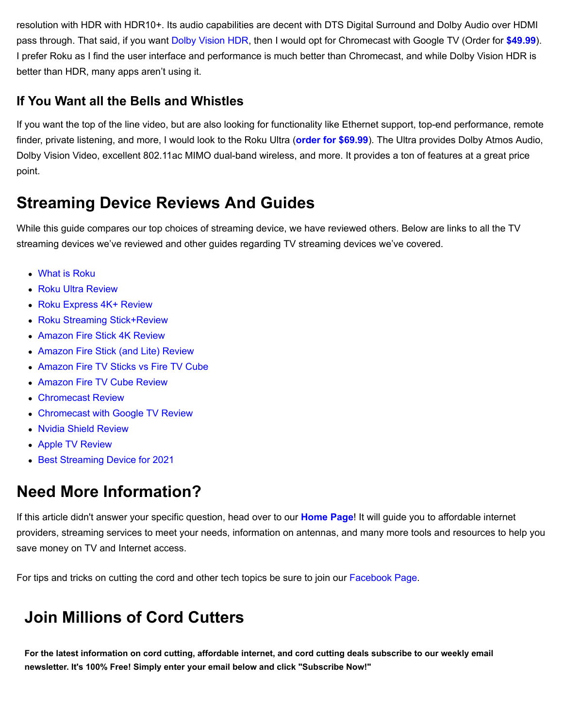resolution with HDR with HDR10+. Its audio capabilities are decent with DTS Digital Surround and Dolby Audio over HDMI pass through. That said, if you want Dolby Vision HDR, then I would opt for Chromecast with Google TV (Order for **$49.99**). I prefer Roku as I find the user interface and performance is much better than Chromecast, and while Dolby Vision HDR is better than HDR, many apps aren't using it.

### If You Want all the Bells and Whistles

If you want the top of the line video, but are also looking for functionality like Ethernet support, top-end performance, remote finder, private listening, and more, I would look to the Roku Ultra (**order for $69.99**). The Ultra provides Dolby Atmos Audio, Dolby Vision Video, excellent 802.11ac MIMO dual-band wireless, and more. It provides a ton of features at a great price point.

## Streaming Device Reviews And Guides

While this guide compares our top choices of streaming device, we have reviewed others. Below are links to all the TV streaming devices we've reviewed and other guides regarding TV streaming devices we've covered.

- What is Roku
- Roku Ultra Review
- Roku Express 4K+ Review
- Roku Streaming Stick+Review
- Amazon Fire Stick 4K Review
- Amazon Fire Stick (and Lite) Review
- Amazon Fire TV Sticks vs Fire TV Cube
- Amazon Fire TV Cube Review
- Chromecast Review
- Chromecast with Google TV Review
- Nvidia Shield Review
- Apple TV Review
- Best Streaming Device for 2021

## Need More Information?

If this article didn't answer your specific question, head over to our **Home Page**! It will guide you to affordable internet providers, streaming services to meet your needs, information on antennas, and many more tools and resources to help you save money on TV and Internet access.

For tips and tricks on cutting the cord and other tech topics be sure to join our Facebook Page.

## Join Millions of Cord Cutters

**For the latest information on cord cutting, affordable internet, and cord cutting deals subscribe to our weekly email newsletter. It's 100% Free! Simply enter your email below and click "Subscribe Now!"**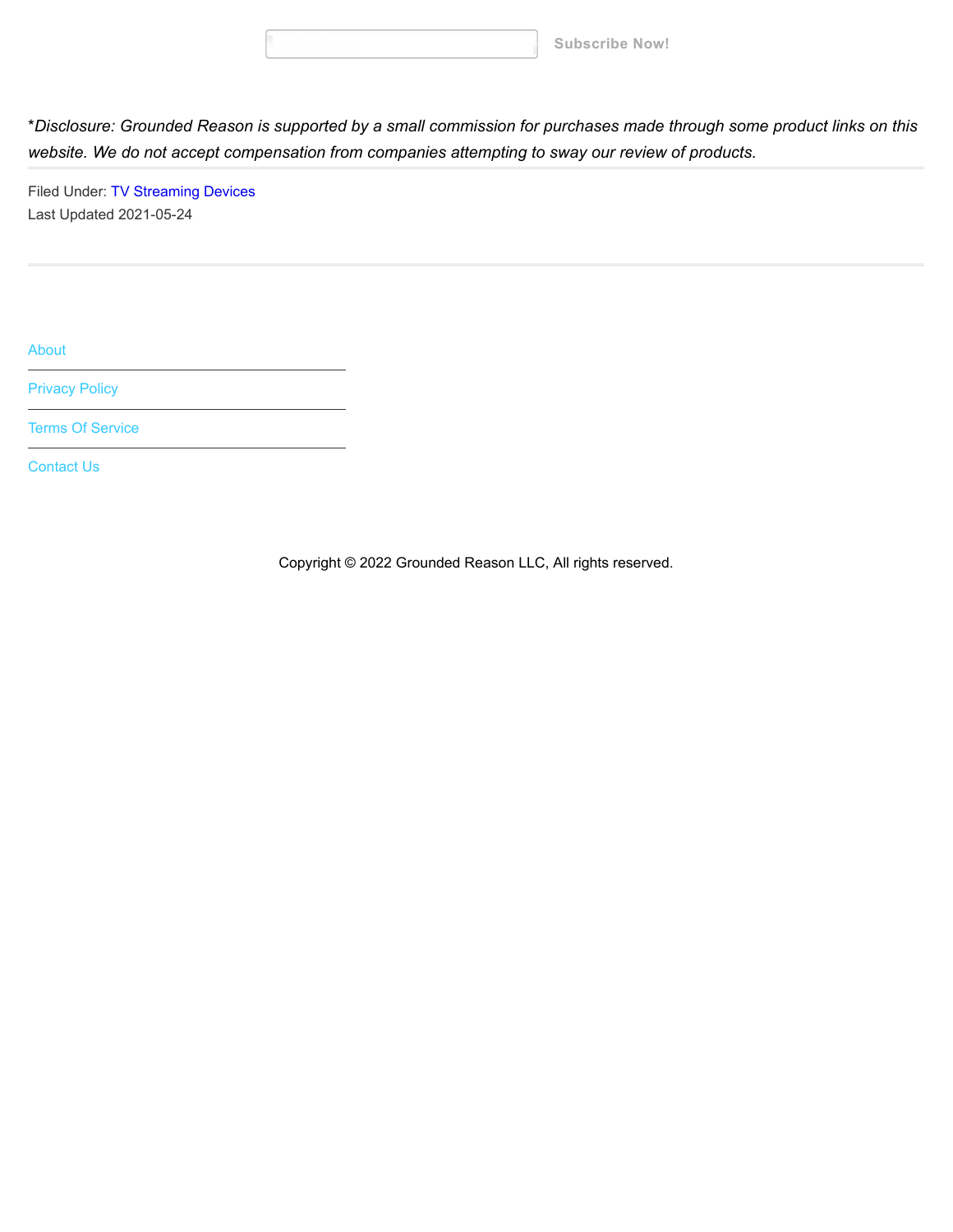Subscribe Now!

*Disclosure: Grounded Reason is supported by a small commission for purchases made through some product links on this website. We do not accept compensation from companies attempting to sway our review of products.*

Filed Under: TV Streaming Devices
Last Updated 2021-05-24

About

Privacy Policy

Terms Of Service

Contact Us

Copyright © 2022 Grounded Reason LLC, All rights reserved.